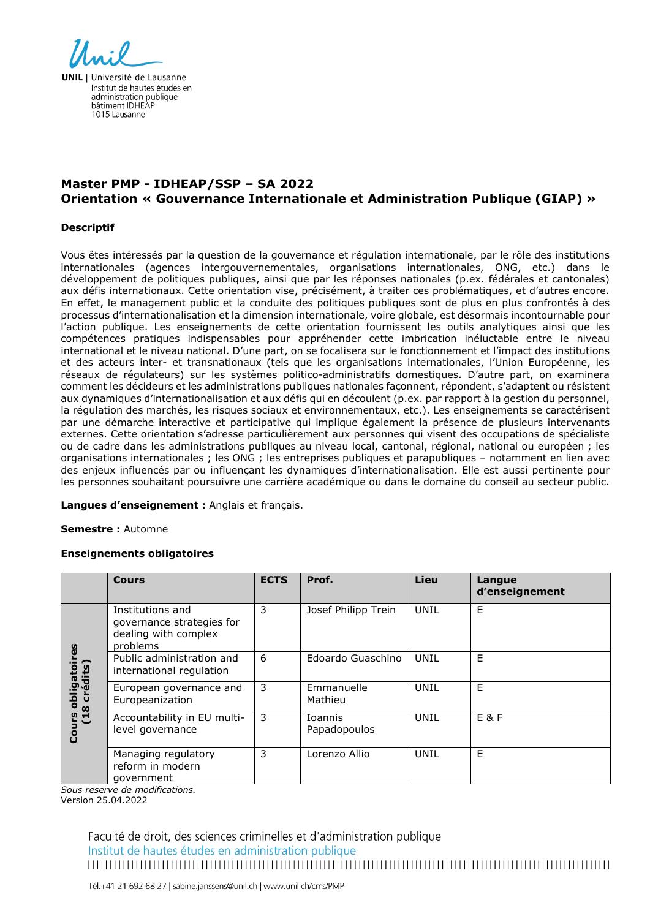UNIL | Université de Lausanne
Institut de hautes études en administration publique
bâtiment IDHEAP
1015 Lausanne

# Master PMP - IDHEAP/SSP – SA 2022
# Orientation « Gouvernance Internationale et Administration Publique (GIAP) »

### Descriptif

Vous êtes intéressés par la question de la gouvernance et régulation internationale, par le rôle des institutions internationales (agences intergouvernementales, organisations internationales, ONG, etc.) dans le développement de politiques publiques, ainsi que par les réponses nationales (p.ex. fédérales et cantonales) aux défis internationaux. Cette orientation vise, précisément, à traiter ces problématiques, et d'autres encore. En effet, le management public et la conduite des politiques publiques sont de plus en plus confrontés à des processus d'internationalisation et la dimension internationale, voire globale, est désormais incontournable pour l'action publique. Les enseignements de cette orientation fournissent les outils analytiques ainsi que les compétences pratiques indispensables pour appréhender cette imbrication inéluctable entre le niveau international et le niveau national. D'une part, on se focalisera sur le fonctionnement et l'impact des institutions et des acteurs inter- et transnationaux (tels que les organisations internationales, l'Union Européenne, les réseaux de régulateurs) sur les systèmes politico-administratifs domestiques. D'autre part, on examinera comment les décideurs et les administrations publiques nationales façonnent, répondent, s'adaptent ou résistent aux dynamiques d'internationalisation et aux défis qui en découlent (p.ex. par rapport à la gestion du personnel, la régulation des marchés, les risques sociaux et environnementaux, etc.). Les enseignements se caractérisent par une démarche interactive et participative qui implique également la présence de plusieurs intervenants externes. Cette orientation s'adresse particulièrement aux personnes qui visent des occupations de spécialiste ou de cadre dans les administrations publiques au niveau local, cantonal, régional, national ou européen ; les organisations internationales ; les ONG ; les entreprises publiques et parapubliques – notamment en lien avec des enjeux influencés par ou influençant les dynamiques d'internationalisation. Elle est aussi pertinente pour les personnes souhaitant poursuivre une carrière académique ou dans le domaine du conseil au secteur public.

**Langues d'enseignement :** Anglais et français.

**Semestre :** Automne

**Enseignements obligatoires**

| | Cours | ECTS | Prof. | Lieu | Langue d'enseignement |
|---|---|---|---|---|---|
| Cours obligatoires (18 crédits) | Institutions and governance strategies for dealing with complex problems | 3 | Josef Philipp Trein | UNIL | E |
| | Public administration and international regulation | 6 | Edoardo Guaschino | UNIL | E |
| | European governance and Europeanization | 3 | Emmanuelle Mathieu | UNIL | E |
| | Accountability in EU multi-level governance | 3 | Ioannis Papadopoulos | UNIL | E & F |
| | Managing regulatory reform in modern government | 3 | Lorenzo Allio | UNIL | E |

*Sous reserve de modifications.*
Version 25.04.2022

Faculté de droit, des sciences criminelles et d'administration publique
Institut de hautes études en administration publique

Tél.+41 21 692 68 27 | sabine.janssens@unil.ch | www.unil.ch/cms/PMP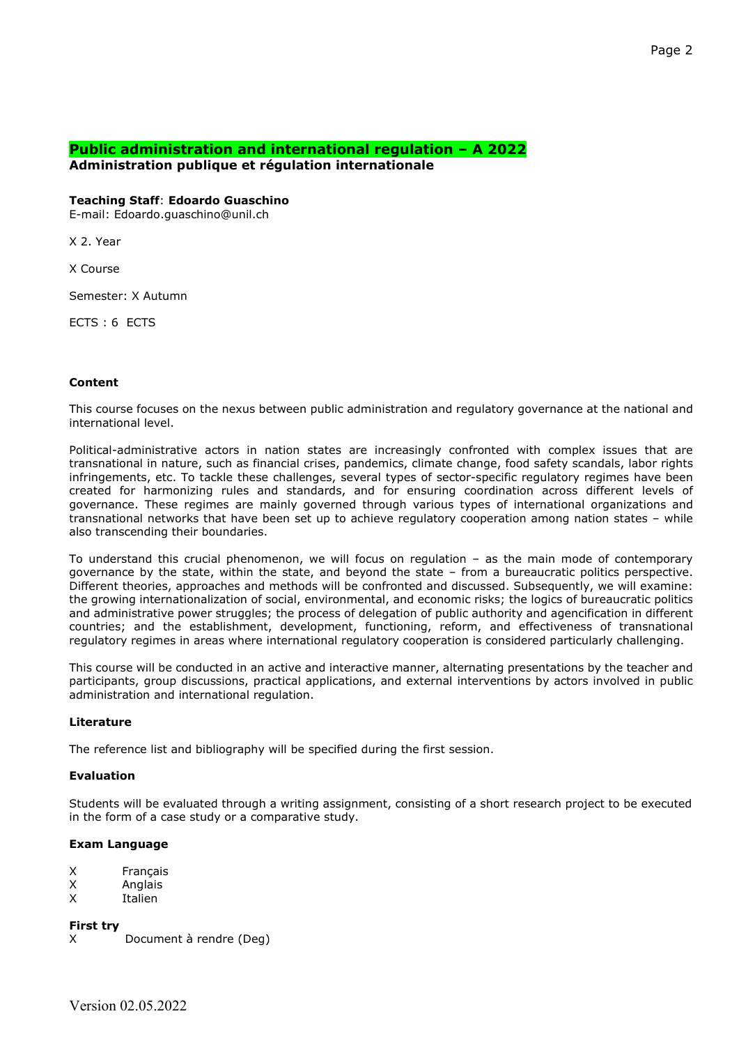## Public administration and international regulation – A 2022
**Administration publique et régulation internationale**

**Teaching Staff**: **Edoardo Guaschino**
E-mail: Edoardo.guaschino@unil.ch

X 2. Year

X Course

Semester: X Autumn

ECTS : 6 ECTS

**Content**

This course focuses on the nexus between public administration and regulatory governance at the national and international level.

Political-administrative actors in nation states are increasingly confronted with complex issues that are transnational in nature, such as financial crises, pandemics, climate change, food safety scandals, labor rights infringements, etc. To tackle these challenges, several types of sector-specific regulatory regimes have been created for harmonizing rules and standards, and for ensuring coordination across different levels of governance. These regimes are mainly governed through various types of international organizations and transnational networks that have been set up to achieve regulatory cooperation among nation states – while also transcending their boundaries.

To understand this crucial phenomenon, we will focus on regulation – as the main mode of contemporary governance by the state, within the state, and beyond the state – from a bureaucratic politics perspective. Different theories, approaches and methods will be confronted and discussed. Subsequently, we will examine: the growing internationalization of social, environmental, and economic risks; the logics of bureaucratic politics and administrative power struggles; the process of delegation of public authority and agencification in different countries; and the establishment, development, functioning, reform, and effectiveness of transnational regulatory regimes in areas where international regulatory cooperation is considered particularly challenging.

This course will be conducted in an active and interactive manner, alternating presentations by the teacher and participants, group discussions, practical applications, and external interventions by actors involved in public administration and international regulation.

**Literature**

The reference list and bibliography will be specified during the first session.

**Evaluation**

Students will be evaluated through a writing assignment, consisting of a short research project to be executed in the form of a case study or a comparative study.

**Exam Language**

X Français
X Anglais
X Italien

**First try**
X Document à rendre (Deg)

Version 02.05.2022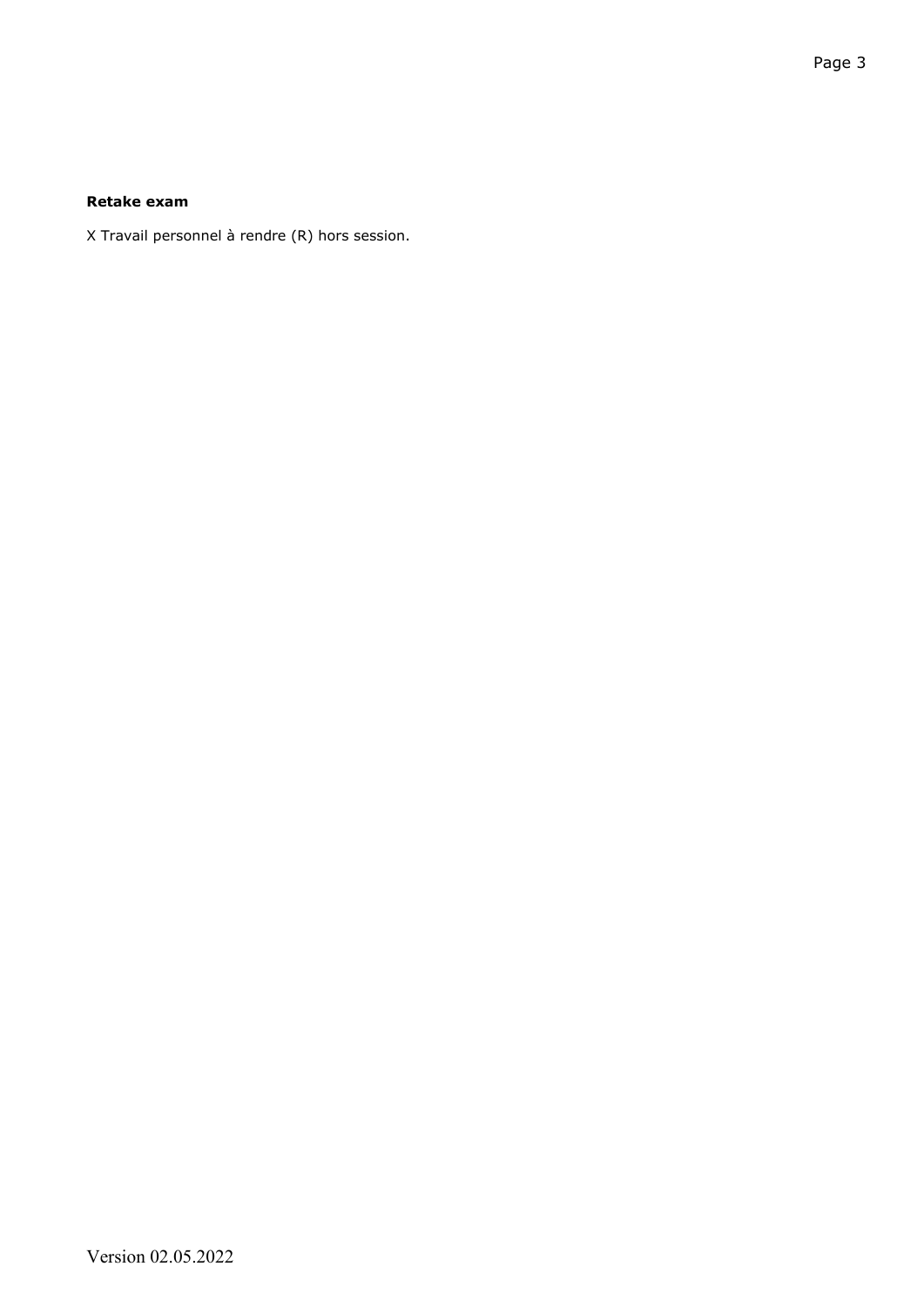**Retake exam**

X Travail personnel à rendre (R) hors session.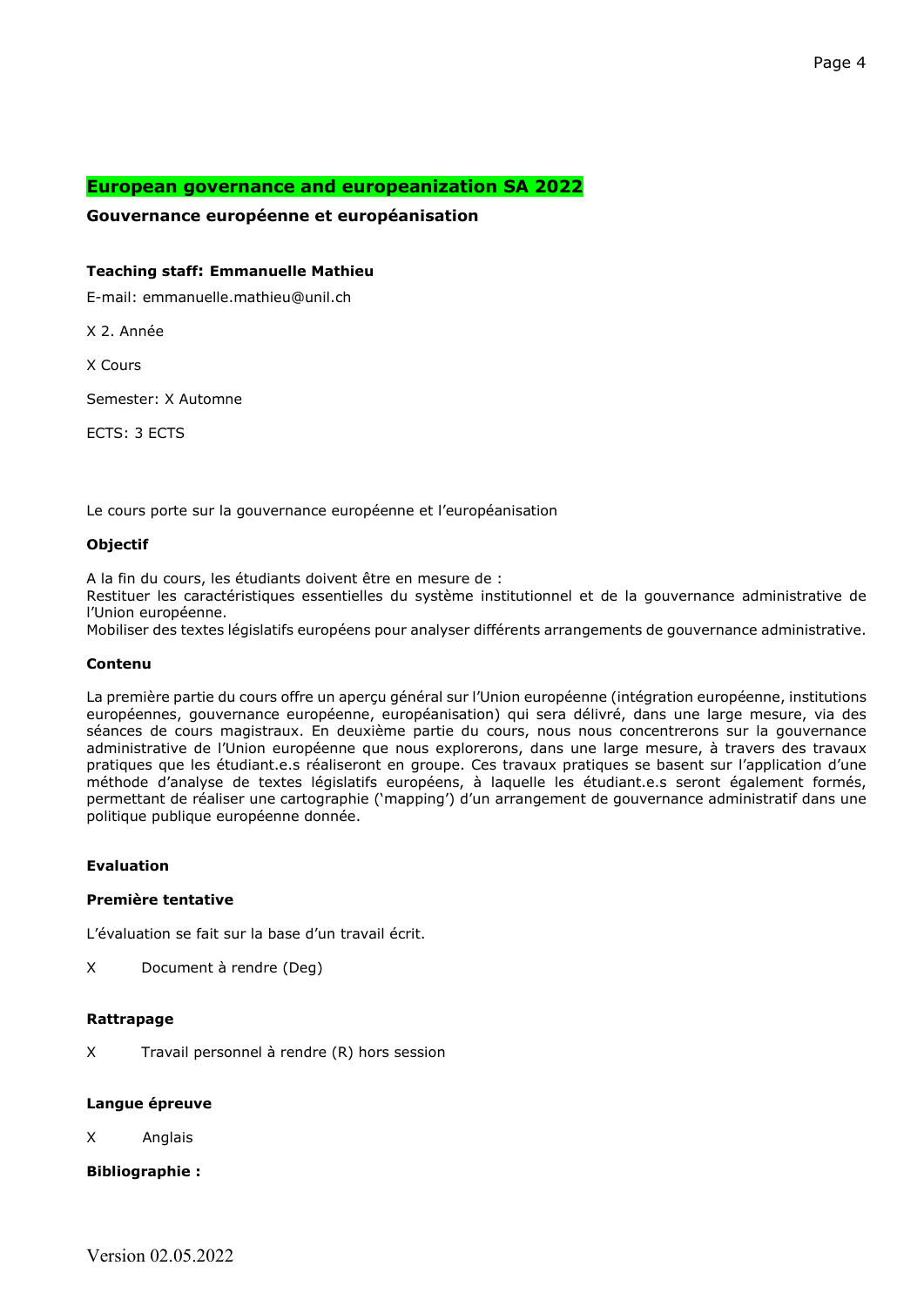## European governance and europeanization SA 2022

### Gouvernance européenne et européanisation

**Teaching staff: Emmanuelle Mathieu**

E-mail: emmanuelle.mathieu@unil.ch

X 2. Année

X Cours

Semester: X Automne

ECTS: 3 ECTS

Le cours porte sur la gouvernance européenne et l'européanisation

**Objectif**

A la fin du cours, les étudiants doivent être en mesure de :
Restituer les caractéristiques essentielles du système institutionnel et de la gouvernance administrative de l'Union européenne.
Mobiliser des textes législatifs européens pour analyser différents arrangements de gouvernance administrative.

**Contenu**

La première partie du cours offre un aperçu général sur l'Union européenne (intégration européenne, institutions européennes, gouvernance européenne, européanisation) qui sera délivré, dans une large mesure, via des séances de cours magistraux. En deuxième partie du cours, nous nous concentrerons sur la gouvernance administrative de l'Union européenne que nous explorerons, dans une large mesure, à travers des travaux pratiques que les étudiant.e.s réaliseront en groupe. Ces travaux pratiques se basent sur l'application d'une méthode d'analyse de textes législatifs européens, à laquelle les étudiant.e.s seront également formés, permettant de réaliser une cartographie ('mapping') d'un arrangement de gouvernance administratif dans une politique publique européenne donnée.

**Evaluation**

**Première tentative**

L'évaluation se fait sur la base d'un travail écrit.

X Document à rendre (Deg)

**Rattrapage**

X Travail personnel à rendre (R) hors session

**Langue épreuve**

X Anglais

**Bibliographie :**

Version 02.05.2022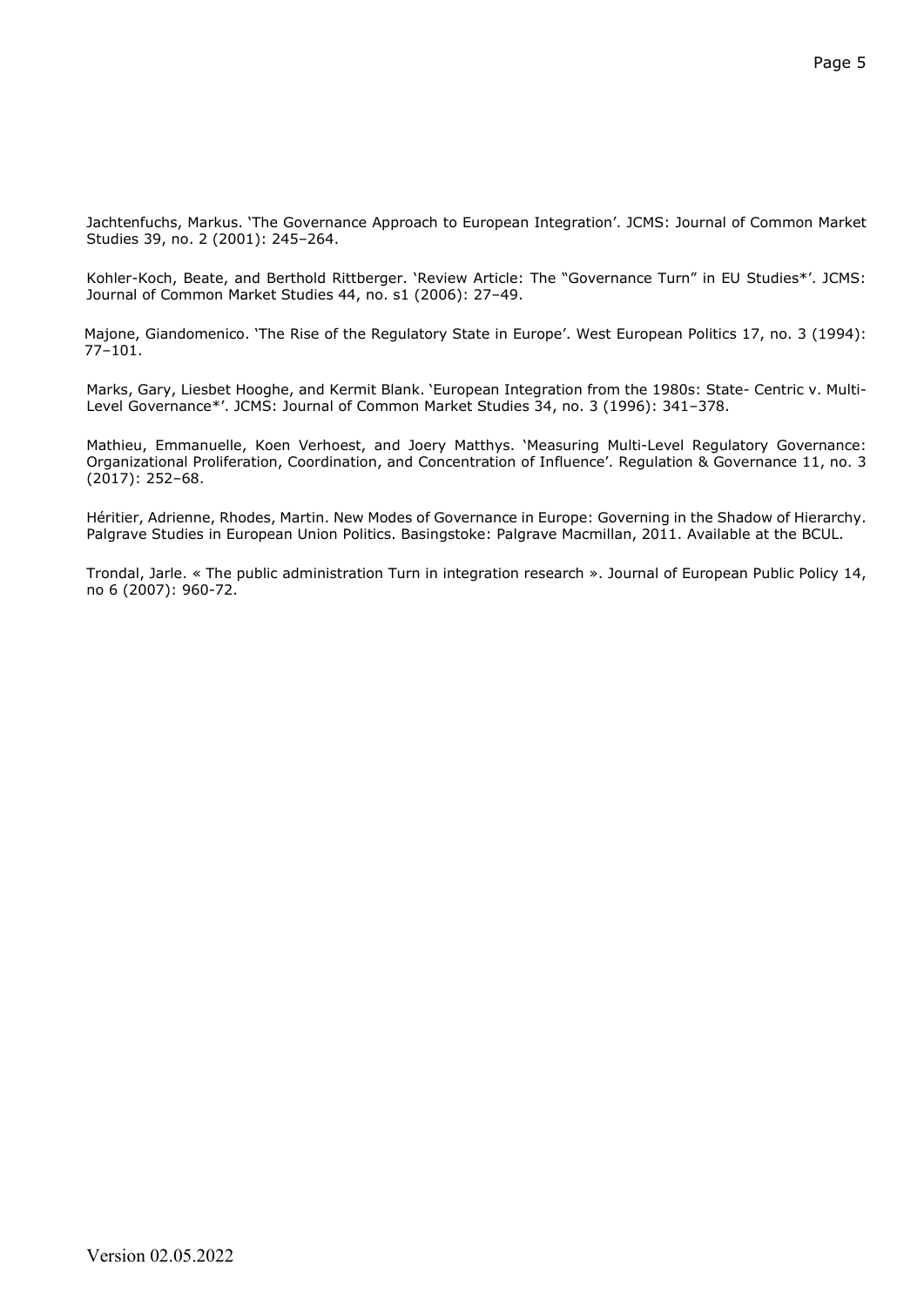Jachtenfuchs, Markus. 'The Governance Approach to European Integration'. JCMS: Journal of Common Market Studies 39, no. 2 (2001): 245–264.

Kohler-Koch, Beate, and Berthold Rittberger. 'Review Article: The "Governance Turn" in EU Studies*'. JCMS: Journal of Common Market Studies 44, no. s1 (2006): 27–49.

Majone, Giandomenico. 'The Rise of the Regulatory State in Europe'. West European Politics 17, no. 3 (1994): 77–101.

Marks, Gary, Liesbet Hooghe, and Kermit Blank. 'European Integration from the 1980s: State- Centric v. Multi-Level Governance*'. JCMS: Journal of Common Market Studies 34, no. 3 (1996): 341–378.

Mathieu, Emmanuelle, Koen Verhoest, and Joery Matthys. 'Measuring Multi-Level Regulatory Governance: Organizational Proliferation, Coordination, and Concentration of Influence'. Regulation & Governance 11, no. 3 (2017): 252–68.

Héritier, Adrienne, Rhodes, Martin. New Modes of Governance in Europe: Governing in the Shadow of Hierarchy. Palgrave Studies in European Union Politics. Basingstoke: Palgrave Macmillan, 2011. Available at the BCUL.

Trondal, Jarle. « The public administration Turn in integration research ». Journal of European Public Policy 14, no 6 (2007): 960-72.

Version 02.05.2022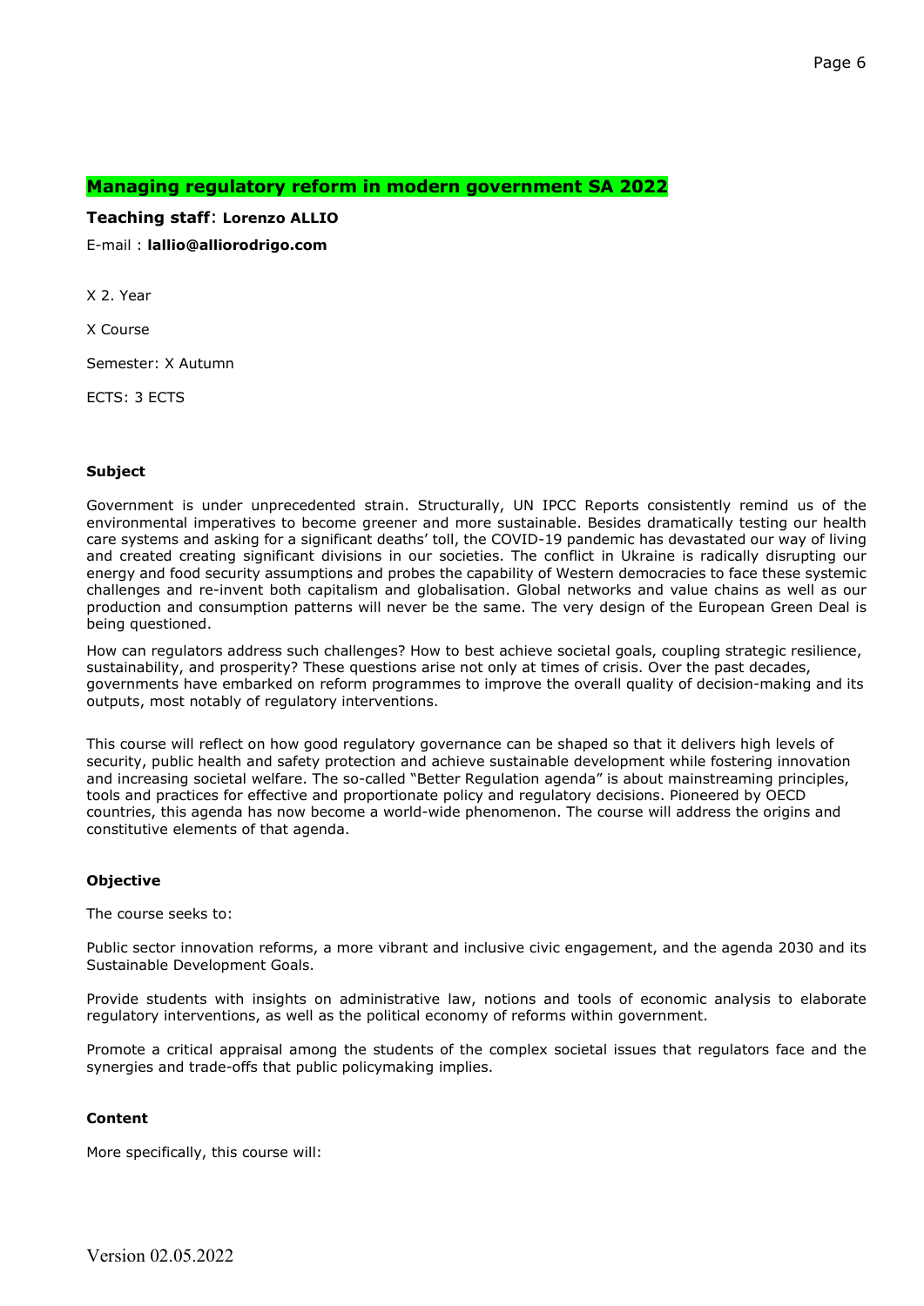## Managing regulatory reform in modern government SA 2022

**Teaching staff**: **Lorenzo ALLIO**

E-mail : **lallio@alliorodrigo.com**

X 2. Year

X Course

Semester: X Autumn

ECTS: 3 ECTS

#### Subject

Government is under unprecedented strain. Structurally, UN IPCC Reports consistently remind us of the environmental imperatives to become greener and more sustainable. Besides dramatically testing our health care systems and asking for a significant deaths' toll, the COVID-19 pandemic has devastated our way of living and created creating significant divisions in our societies. The conflict in Ukraine is radically disrupting our energy and food security assumptions and probes the capability of Western democracies to face these systemic challenges and re-invent both capitalism and globalisation. Global networks and value chains as well as our production and consumption patterns will never be the same. The very design of the European Green Deal is being questioned.

How can regulators address such challenges? How to best achieve societal goals, coupling strategic resilience, sustainability, and prosperity? These questions arise not only at times of crisis. Over the past decades, governments have embarked on reform programmes to improve the overall quality of decision-making and its outputs, most notably of regulatory interventions.

This course will reflect on how good regulatory governance can be shaped so that it delivers high levels of security, public health and safety protection and achieve sustainable development while fostering innovation and increasing societal welfare. The so-called "Better Regulation agenda" is about mainstreaming principles, tools and practices for effective and proportionate policy and regulatory decisions. Pioneered by OECD countries, this agenda has now become a world-wide phenomenon. The course will address the origins and constitutive elements of that agenda.

#### Objective

The course seeks to:

Public sector innovation reforms, a more vibrant and inclusive civic engagement, and the agenda 2030 and its Sustainable Development Goals.

Provide students with insights on administrative law, notions and tools of economic analysis to elaborate regulatory interventions, as well as the political economy of reforms within government.

Promote a critical appraisal among the students of the complex societal issues that regulators face and the synergies and trade-offs that public policymaking implies.

#### Content

More specifically, this course will:

Version 02.05.2022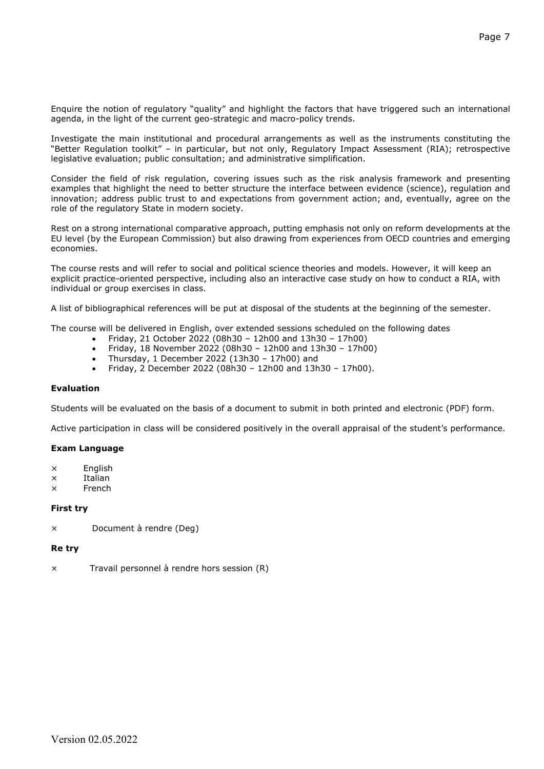Enquire the notion of regulatory "quality" and highlight the factors that have triggered such an international agenda, in the light of the current geo-strategic and macro-policy trends.

Investigate the main institutional and procedural arrangements as well as the instruments constituting the "Better Regulation toolkit" – in particular, but not only, Regulatory Impact Assessment (RIA); retrospective legislative evaluation; public consultation; and administrative simplification.

Consider the field of risk regulation, covering issues such as the risk analysis framework and presenting examples that highlight the need to better structure the interface between evidence (science), regulation and innovation; address public trust to and expectations from government action; and, eventually, agree on the role of the regulatory State in modern society.

Rest on a strong international comparative approach, putting emphasis not only on reform developments at the EU level (by the European Commission) but also drawing from experiences from OECD countries and emerging economies.

The course rests and will refer to social and political science theories and models. However, it will keep an explicit practice-oriented perspective, including also an interactive case study on how to conduct a RIA, with individual or group exercises in class.

A list of bibliographical references will be put at disposal of the students at the beginning of the semester.

The course will be delivered in English, over extended sessions scheduled on the following dates

- Friday, 21 October 2022 (08h30 – 12h00 and 13h30 – 17h00)
- Friday, 18 November 2022 (08h30 – 12h00 and 13h30 – 17h00)
- Thursday, 1 December 2022 (13h30 – 17h00) and
- Friday, 2 December 2022 (08h30 – 12h00 and 13h30 – 17h00).

**Evaluation**

Students will be evaluated on the basis of a document to submit in both printed and electronic (PDF) form.

Active participation in class will be considered positively in the overall appraisal of the student's performance.

**Exam Language**

× English
× Italian
× French

**First try**

× Document à rendre (Deg)

**Re try**

× Travail personnel à rendre hors session (R)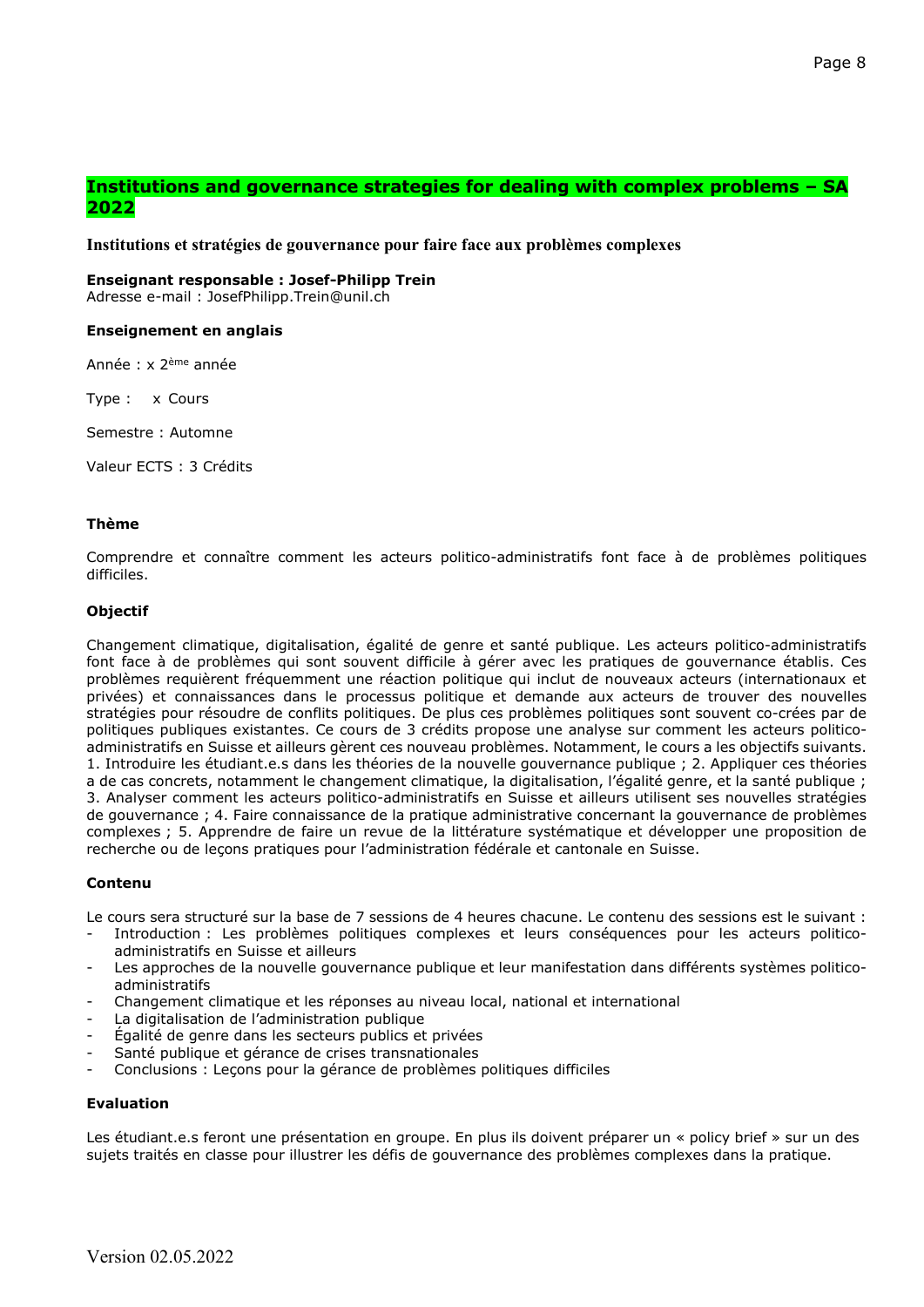## Institutions and governance strategies for dealing with complex problems – SA 2022

**Institutions et stratégies de gouvernance pour faire face aux problèmes complexes**

**Enseignant responsable : Josef-Philipp Trein**
Adresse e-mail : JosefPhilipp.Trein@unil.ch

**Enseignement en anglais**

Année : x 2ème année

Type : x Cours

Semestre : Automne

Valeur ECTS : 3 Crédits

#### Thème

Comprendre et connaître comment les acteurs politico-administratifs font face à de problèmes politiques difficiles.

#### Objectif

Changement climatique, digitalisation, égalité de genre et santé publique. Les acteurs politico-administratifs font face à de problèmes qui sont souvent difficile à gérer avec les pratiques de gouvernance établis. Ces problèmes requièrent fréquemment une réaction politique qui inclut de nouveaux acteurs (internationaux et privées) et connaissances dans le processus politique et demande aux acteurs de trouver des nouvelles stratégies pour résoudre de conflits politiques. De plus ces problèmes politiques sont souvent co-crées par de politiques publiques existantes. Ce cours de 3 crédits propose une analyse sur comment les acteurs politico-administratifs en Suisse et ailleurs gèrent ces nouveau problèmes. Notamment, le cours a les objectifs suivants. 1. Introduire les étudiant.e.s dans les théories de la nouvelle gouvernance publique ; 2. Appliquer ces théories a de cas concrets, notamment le changement climatique, la digitalisation, l'égalité genre, et la santé publique ; 3. Analyser comment les acteurs politico-administratifs en Suisse et ailleurs utilisent ses nouvelles stratégies de gouvernance ; 4. Faire connaissance de la pratique administrative concernant la gouvernance de problèmes complexes ; 5. Apprendre de faire un revue de la littérature systématique et développer une proposition de recherche ou de leçons pratiques pour l'administration fédérale et cantonale en Suisse.

#### Contenu

Le cours sera structuré sur la base de 7 sessions de 4 heures chacune. Le contenu des sessions est le suivant :

- Introduction : Les problèmes politiques complexes et leurs conséquences pour les acteurs politico-administratifs en Suisse et ailleurs
- Les approches de la nouvelle gouvernance publique et leur manifestation dans différents systèmes politico-administratifs
- Changement climatique et les réponses au niveau local, national et international
- La digitalisation de l'administration publique
- Égalité de genre dans les secteurs publics et privées
- Santé publique et gérance de crises transnationales
- Conclusions : Leçons pour la gérance de problèmes politiques difficiles

#### Evaluation

Les étudiant.e.s feront une présentation en groupe. En plus ils doivent préparer un « policy brief » sur un des sujets traités en classe pour illustrer les défis de gouvernance des problèmes complexes dans la pratique.

Version 02.05.2022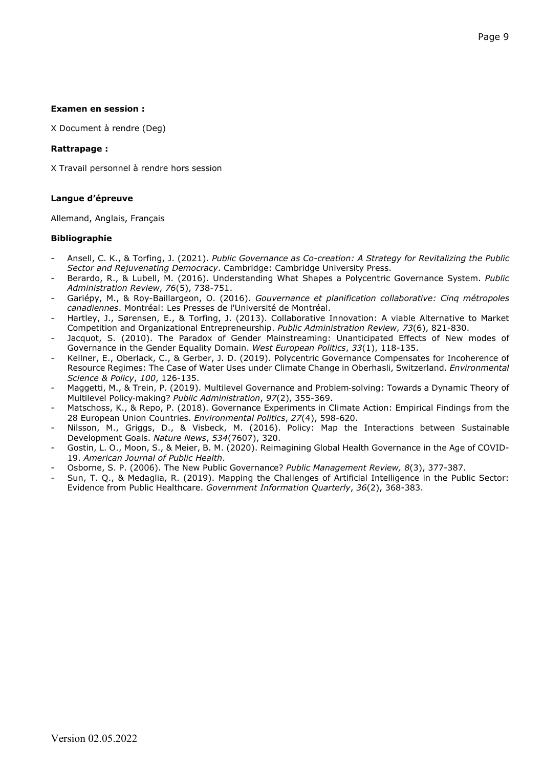**Examen en session :**

X Document à rendre (Deg)

**Rattrapage :**

X Travail personnel à rendre hors session

**Langue d'épreuve**

Allemand, Anglais, Français

**Bibliographie**

- Ansell, C. K., & Torfing, J. (2021). *Public Governance as Co-creation: A Strategy for Revitalizing the Public Sector and Rejuvenating Democracy*. Cambridge: Cambridge University Press.
- Berardo, R., & Lubell, M. (2016). Understanding What Shapes a Polycentric Governance System. *Public Administration Review*, *76*(5), 738-751.
- Gariépy, M., & Roy-Baillargeon, O. (2016). *Gouvernance et planification collaborative: Cinq métropoles canadiennes*. Montréal: Les Presses de l'Université de Montréal.
- Hartley, J., Sørensen, E., & Torfing, J. (2013). Collaborative Innovation: A viable Alternative to Market Competition and Organizational Entrepreneurship. *Public Administration Review*, *73*(6), 821-830.
- Jacquot, S. (2010). The Paradox of Gender Mainstreaming: Unanticipated Effects of New modes of Governance in the Gender Equality Domain. *West European Politics*, *33*(1), 118-135.
- Kellner, E., Oberlack, C., & Gerber, J. D. (2019). Polycentric Governance Compensates for Incoherence of Resource Regimes: The Case of Water Uses under Climate Change in Oberhasli, Switzerland. *Environmental Science & Policy*, *100*, 126-135.
- Maggetti, M., & Trein, P. (2019). Multilevel Governance and Problem‐solving: Towards a Dynamic Theory of Multilevel Policy‐making? *Public Administration*, *97*(2), 355-369.
- Matschoss, K., & Repo, P. (2018). Governance Experiments in Climate Action: Empirical Findings from the 28 European Union Countries. *Environmental Politics*, *27*(4), 598-620.
- Nilsson, M., Griggs, D., & Visbeck, M. (2016). Policy: Map the Interactions between Sustainable Development Goals. *Nature News*, *534*(7607), 320.
- Gostin, L. O., Moon, S., & Meier, B. M. (2020). Reimagining Global Health Governance in the Age of COVID-19. *American Journal of Public Health*.
- Osborne, S. P. (2006). The New Public Governance? *Public Management Review, 8*(3), 377-387.
- Sun, T. Q., & Medaglia, R. (2019). Mapping the Challenges of Artificial Intelligence in the Public Sector: Evidence from Public Healthcare. *Government Information Quarterly*, *36*(2), 368-383.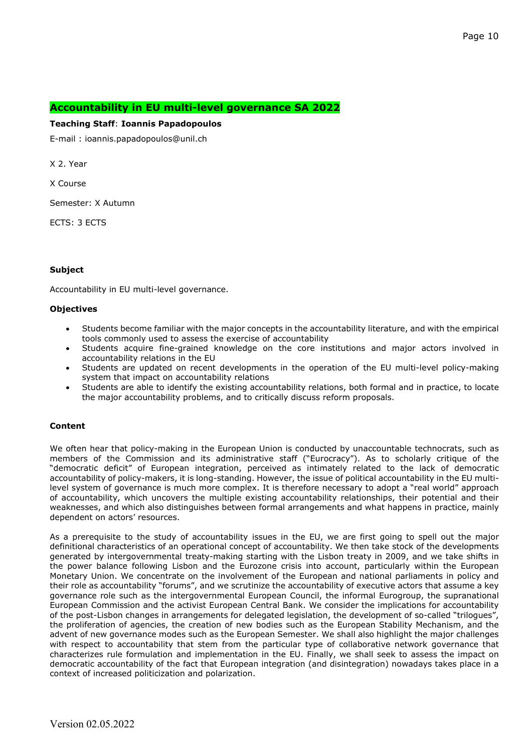## Accountability in EU multi-level governance SA 2022

**Teaching Staff**: **Ioannis Papadopoulos**

E-mail : ioannis.papadopoulos@unil.ch

X 2. Year

X Course

Semester: X Autumn

ECTS: 3 ECTS

**Subject**

Accountability in EU multi-level governance.

**Objectives**

- Students become familiar with the major concepts in the accountability literature, and with the empirical tools commonly used to assess the exercise of accountability
- Students acquire fine-grained knowledge on the core institutions and major actors involved in accountability relations in the EU
- Students are updated on recent developments in the operation of the EU multi-level policy-making system that impact on accountability relations
- Students are able to identify the existing accountability relations, both formal and in practice, to locate the major accountability problems, and to critically discuss reform proposals.

**Content**

We often hear that policy-making in the European Union is conducted by unaccountable technocrats, such as members of the Commission and its administrative staff ("Eurocracy"). As to scholarly critique of the "democratic deficit" of European integration, perceived as intimately related to the lack of democratic accountability of policy-makers, it is long-standing. However, the issue of political accountability in the EU multi-level system of governance is much more complex. It is therefore necessary to adopt a "real world" approach of accountability, which uncovers the multiple existing accountability relationships, their potential and their weaknesses, and which also distinguishes between formal arrangements and what happens in practice, mainly dependent on actors' resources.

As a prerequisite to the study of accountability issues in the EU, we are first going to spell out the major definitional characteristics of an operational concept of accountability. We then take stock of the developments generated by intergovernmental treaty-making starting with the Lisbon treaty in 2009, and we take shifts in the power balance following Lisbon and the Eurozone crisis into account, particularly within the European Monetary Union. We concentrate on the involvement of the European and national parliaments in policy and their role as accountability "forums", and we scrutinize the accountability of executive actors that assume a key governance role such as the intergovernmental European Council, the informal Eurogroup, the supranational European Commission and the activist European Central Bank. We consider the implications for accountability of the post-Lisbon changes in arrangements for delegated legislation, the development of so-called "trilogues", the proliferation of agencies, the creation of new bodies such as the European Stability Mechanism, and the advent of new governance modes such as the European Semester. We shall also highlight the major challenges with respect to accountability that stem from the particular type of collaborative network governance that characterizes rule formulation and implementation in the EU. Finally, we shall seek to assess the impact on democratic accountability of the fact that European integration (and disintegration) nowadays takes place in a context of increased politicization and polarization.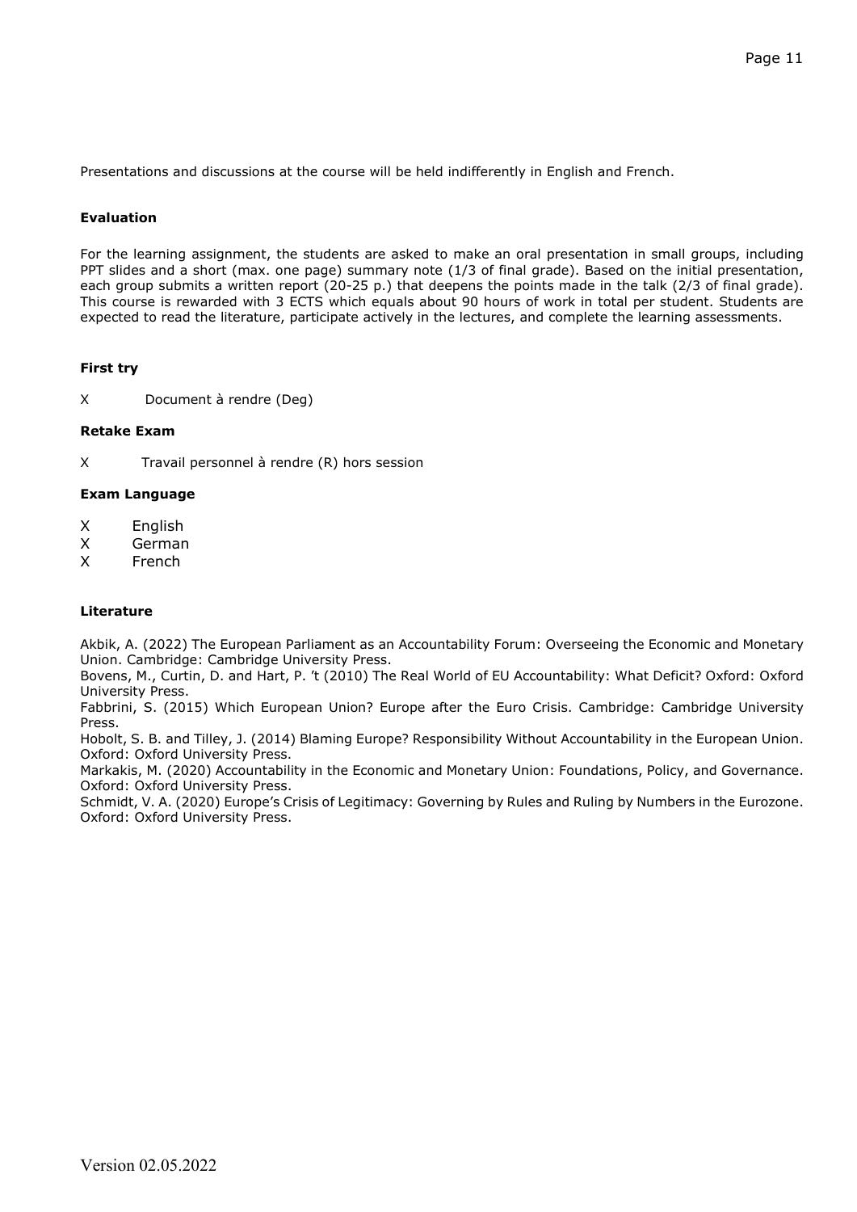Presentations and discussions at the course will be held indifferently in English and French.

**Evaluation**

For the learning assignment, the students are asked to make an oral presentation in small groups, including PPT slides and a short (max. one page) summary note (1/3 of final grade). Based on the initial presentation, each group submits a written report (20-25 p.) that deepens the points made in the talk (2/3 of final grade). This course is rewarded with 3 ECTS which equals about 90 hours of work in total per student. Students are expected to read the literature, participate actively in the lectures, and complete the learning assessments.

**First try**

X Document à rendre (Deg)

**Retake Exam**

X Travail personnel à rendre (R) hors session

**Exam Language**

X English
X German
X French

**Literature**

Akbik, A. (2022) The European Parliament as an Accountability Forum: Overseeing the Economic and Monetary Union. Cambridge: Cambridge University Press.
Bovens, M., Curtin, D. and Hart, P. 't (2010) The Real World of EU Accountability: What Deficit? Oxford: Oxford University Press.
Fabbrini, S. (2015) Which European Union? Europe after the Euro Crisis. Cambridge: Cambridge University Press.
Hobolt, S. B. and Tilley, J. (2014) Blaming Europe? Responsibility Without Accountability in the European Union. Oxford: Oxford University Press.
Markakis, M. (2020) Accountability in the Economic and Monetary Union: Foundations, Policy, and Governance. Oxford: Oxford University Press.
Schmidt, V. A. (2020) Europe's Crisis of Legitimacy: Governing by Rules and Ruling by Numbers in the Eurozone. Oxford: Oxford University Press.

Version 02.05.2022